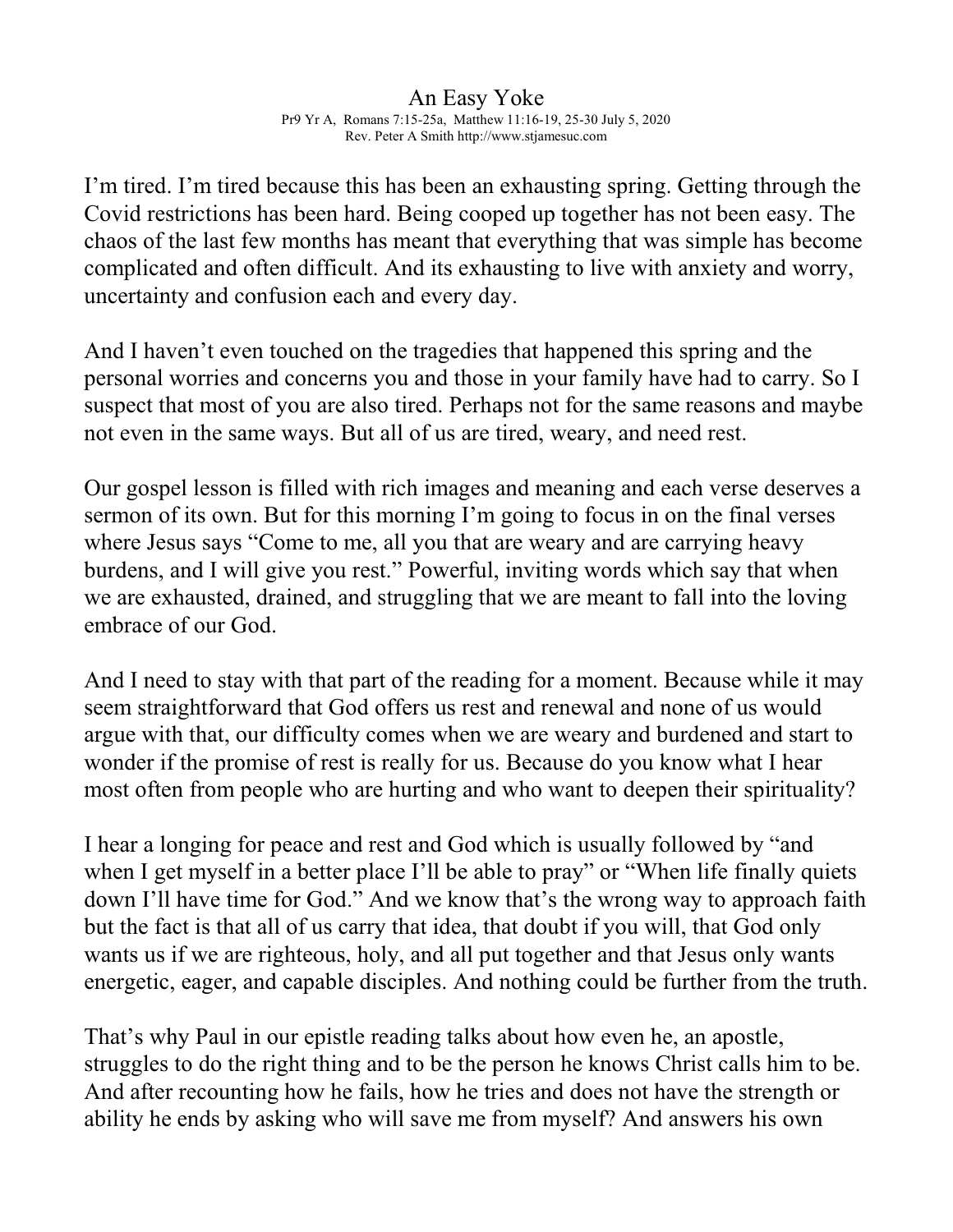# An Easy Yoke

Pr9 Yr A, Romans 7:15-25a, Matthew 11:16-19, 25-30 July 5, 2020
Rev. Peter A Smith http://www.stjamesuc.com

I'm tired. I'm tired because this has been an exhausting spring. Getting through the Covid restrictions has been hard. Being cooped up together has not been easy. The chaos of the last few months has meant that everything that was simple has become complicated and often difficult. And its exhausting to live with anxiety and worry, uncertainty and confusion each and every day.

And I haven't even touched on the tragedies that happened this spring and the personal worries and concerns you and those in your family have had to carry. So I suspect that most of you are also tired. Perhaps not for the same reasons and maybe not even in the same ways. But all of us are tired, weary, and need rest.

Our gospel lesson is filled with rich images and meaning and each verse deserves a sermon of its own. But for this morning I'm going to focus in on the final verses where Jesus says "Come to me, all you that are weary and are carrying heavy burdens, and I will give you rest." Powerful, inviting words which say that when we are exhausted, drained, and struggling that we are meant to fall into the loving embrace of our God.

And I need to stay with that part of the reading for a moment. Because while it may seem straightforward that God offers us rest and renewal and none of us would argue with that, our difficulty comes when we are weary and burdened and start to wonder if the promise of rest is really for us. Because do you know what I hear most often from people who are hurting and who want to deepen their spirituality?

I hear a longing for peace and rest and God which is usually followed by "and when I get myself in a better place I'll be able to pray" or "When life finally quiets down I'll have time for God." And we know that's the wrong way to approach faith but the fact is that all of us carry that idea, that doubt if you will, that God only wants us if we are righteous, holy, and all put together and that Jesus only wants energetic, eager, and capable disciples. And nothing could be further from the truth.

That's why Paul in our epistle reading talks about how even he, an apostle, struggles to do the right thing and to be the person he knows Christ calls him to be. And after recounting how he fails, how he tries and does not have the strength or ability he ends by asking who will save me from myself? And answers his own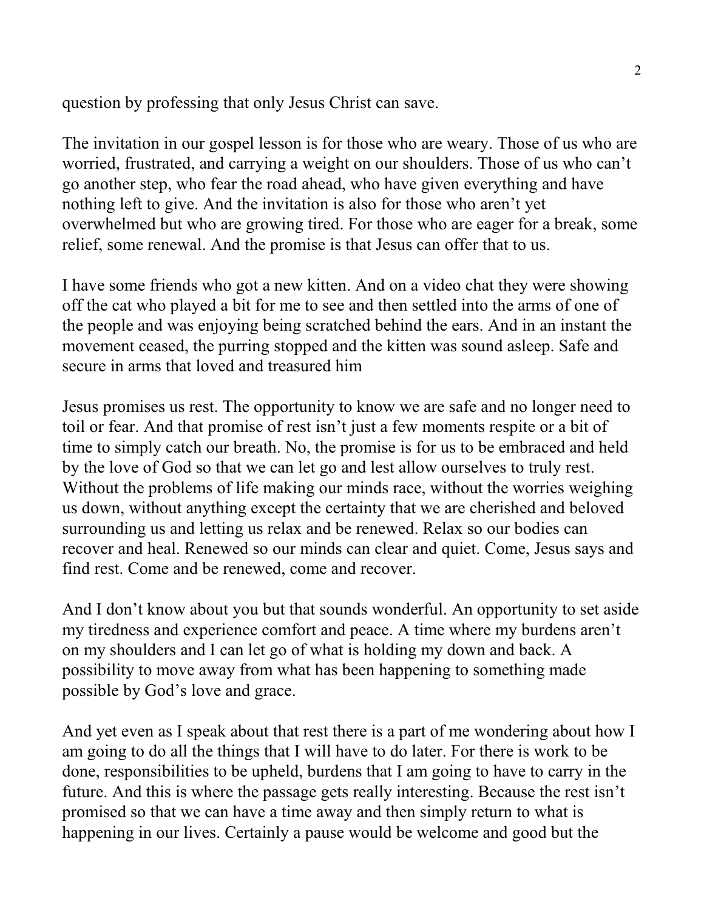question by professing that only Jesus Christ can save.

The invitation in our gospel lesson is for those who are weary. Those of us who are worried, frustrated, and carrying a weight on our shoulders. Those of us who can't go another step, who fear the road ahead, who have given everything and have nothing left to give. And the invitation is also for those who aren't yet overwhelmed but who are growing tired. For those who are eager for a break, some relief, some renewal. And the promise is that Jesus can offer that to us.

I have some friends who got a new kitten. And on a video chat they were showing off the cat who played a bit for me to see and then settled into the arms of one of the people and was enjoying being scratched behind the ears. And in an instant the movement ceased, the purring stopped and the kitten was sound asleep. Safe and secure in arms that loved and treasured him

Jesus promises us rest. The opportunity to know we are safe and no longer need to toil or fear. And that promise of rest isn't just a few moments respite or a bit of time to simply catch our breath. No, the promise is for us to be embraced and held by the love of God so that we can let go and lest allow ourselves to truly rest. Without the problems of life making our minds race, without the worries weighing us down, without anything except the certainty that we are cherished and beloved surrounding us and letting us relax and be renewed. Relax so our bodies can recover and heal. Renewed so our minds can clear and quiet. Come, Jesus says and find rest. Come and be renewed, come and recover.

And I don't know about you but that sounds wonderful. An opportunity to set aside my tiredness and experience comfort and peace. A time where my burdens aren't on my shoulders and I can let go of what is holding my down and back. A possibility to move away from what has been happening to something made possible by God's love and grace.

And yet even as I speak about that rest there is a part of me wondering about how I am going to do all the things that I will have to do later. For there is work to be done, responsibilities to be upheld, burdens that I am going to have to carry in the future. And this is where the passage gets really interesting. Because the rest isn't promised so that we can have a time away and then simply return to what is happening in our lives. Certainly a pause would be welcome and good but the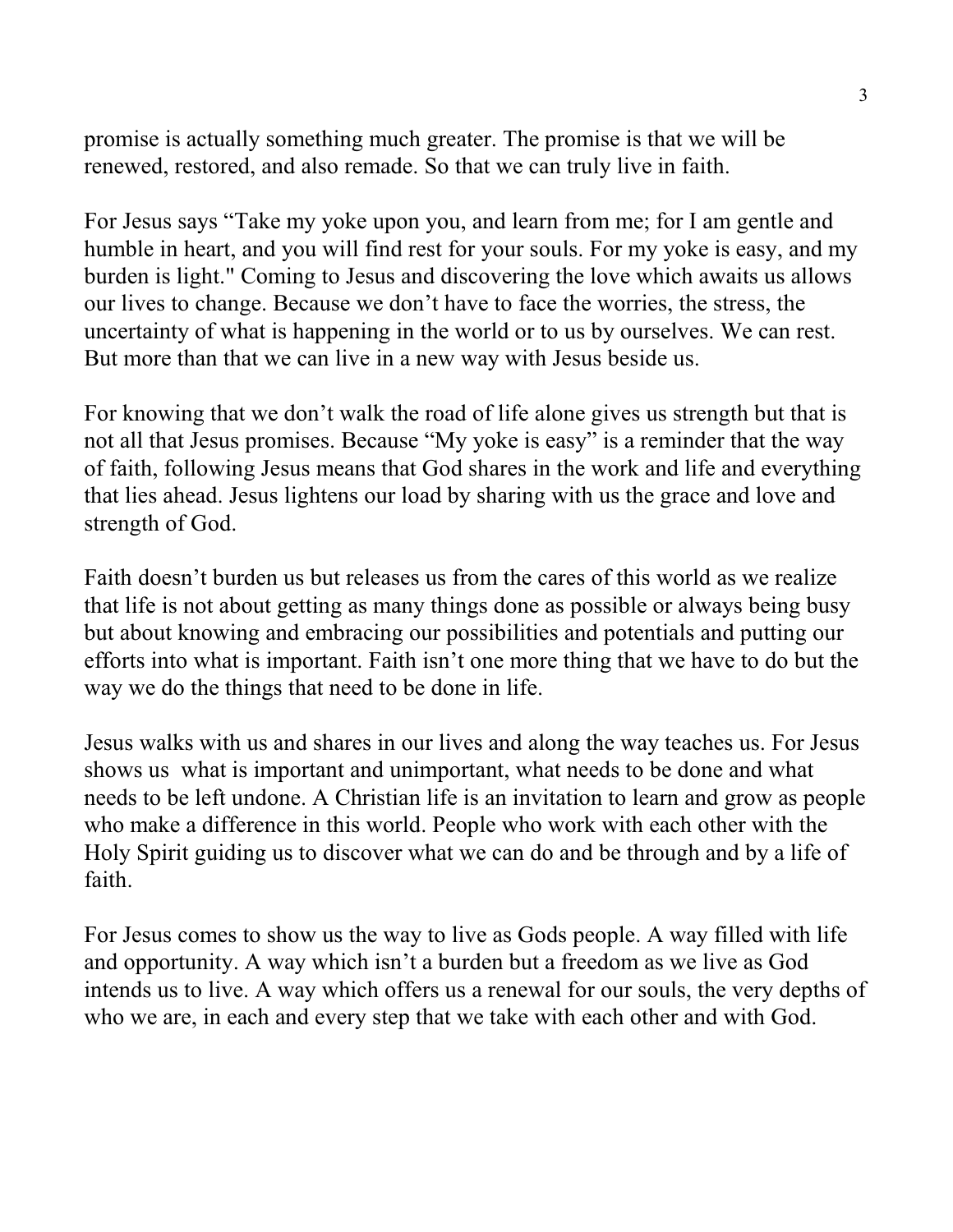promise is actually something much greater. The promise is that we will be renewed, restored, and also remade. So that we can truly live in faith.

For Jesus says "Take my yoke upon you, and learn from me; for I am gentle and humble in heart, and you will find rest for your souls. For my yoke is easy, and my burden is light." Coming to Jesus and discovering the love which awaits us allows our lives to change. Because we don't have to face the worries, the stress, the uncertainty of what is happening in the world or to us by ourselves. We can rest. But more than that we can live in a new way with Jesus beside us.

For knowing that we don't walk the road of life alone gives us strength but that is not all that Jesus promises. Because "My yoke is easy" is a reminder that the way of faith, following Jesus means that God shares in the work and life and everything that lies ahead. Jesus lightens our load by sharing with us the grace and love and strength of God.

Faith doesn't burden us but releases us from the cares of this world as we realize that life is not about getting as many things done as possible or always being busy but about knowing and embracing our possibilities and potentials and putting our efforts into what is important. Faith isn't one more thing that we have to do but the way we do the things that need to be done in life.

Jesus walks with us and shares in our lives and along the way teaches us. For Jesus shows us what is important and unimportant, what needs to be done and what needs to be left undone. A Christian life is an invitation to learn and grow as people who make a difference in this world. People who work with each other with the Holy Spirit guiding us to discover what we can do and be through and by a life of faith.

For Jesus comes to show us the way to live as Gods people. A way filled with life and opportunity. A way which isn't a burden but a freedom as we live as God intends us to live. A way which offers us a renewal for our souls, the very depths of who we are, in each and every step that we take with each other and with God.